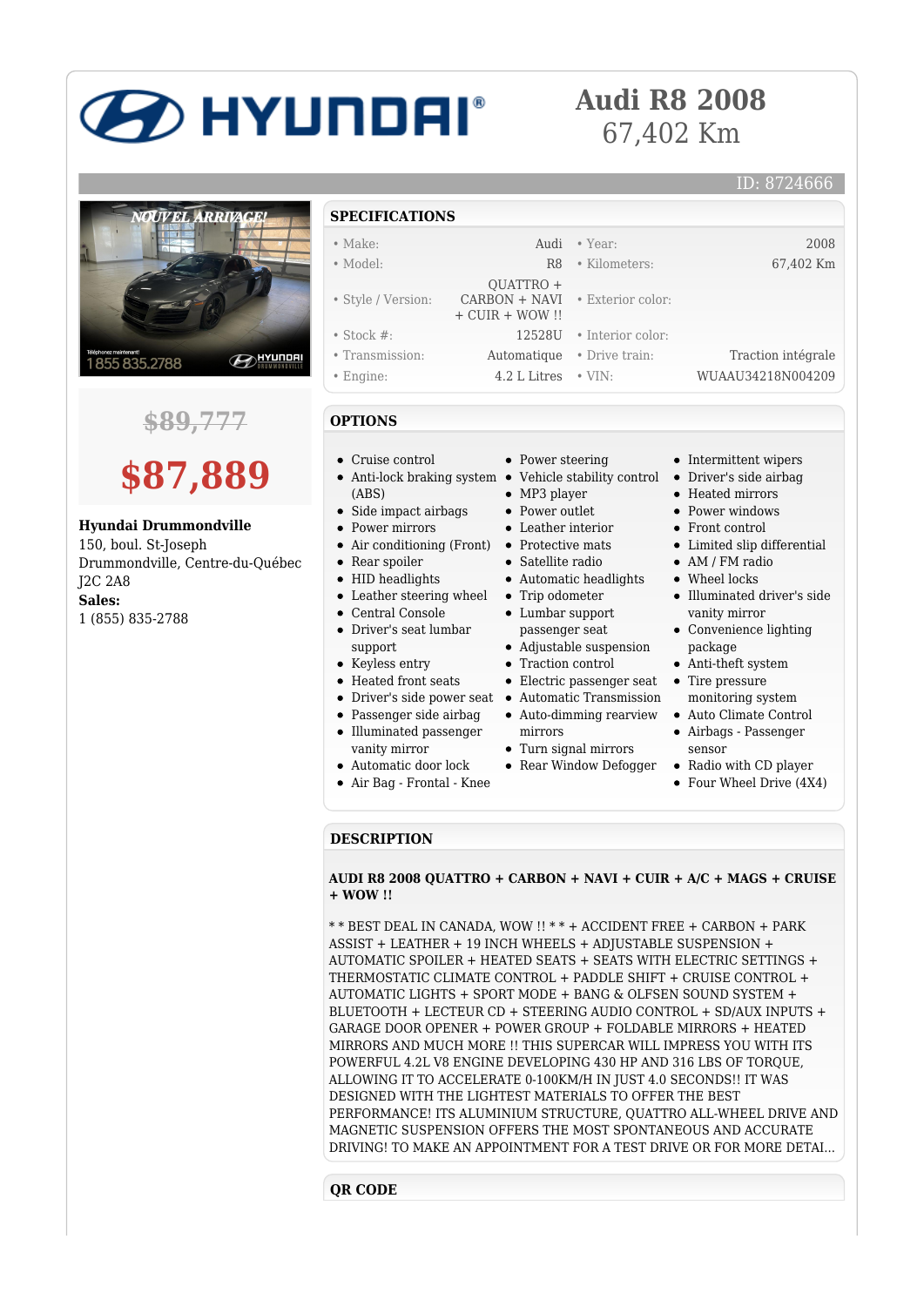# Audi R8 2008

67,402 Km

ID: 8724666

~~$89,777~~

**$87,889**

**Hyundai Drummondville**
150, boul. St-Joseph
Drummondville, Centre-du-Québec
J2C 2A8
**Sales:**
1 (855) 835-2788

## SPECIFICATIONS

| | | | |
|---|---|---|---|
| Make: | Audi | Year: | 2008 |
| Model: | R8 | Kilometers: | 67,402 Km |
| Style / Version: | QUATTRO + CARBON + NAVI + CUIR + WOW !! | Exterior color: | |
| Stock #: | 12528U | Interior color: | |
| Transmission: | Automatique | Drive train: | Traction intégrale |
| Engine: | 4.2 L Litres | VIN: | WUAAU34218N004209 |

## OPTIONS

- Cruise control
- Anti-lock braking system (ABS)
- Side impact airbags
- Power mirrors
- Air conditioning (Front)
- Rear spoiler
- HID headlights
- Leather steering wheel
- Central Console
- Driver's seat lumbar support
- Keyless entry
- Heated front seats
- Driver's side power seat
- Passenger side airbag
- Illuminated passenger vanity mirror
- Automatic door lock
- Air Bag - Frontal - Knee
- Power steering
- Vehicle stability control
- MP3 player
- Power outlet
- Leather interior
- Protective mats
- Satellite radio
- Automatic headlights
- Trip odometer
- Lumbar support passenger seat
- Adjustable suspension
- Traction control
- Electric passenger seat
- Automatic Transmission
- Auto-dimming rearview mirrors
- Turn signal mirrors
- Rear Window Defogger
- Intermittent wipers
- Driver's side airbag
- Heated mirrors
- Power windows
- Front control
- Limited slip differential
- AM / FM radio
- Wheel locks
- Illuminated driver's side vanity mirror
- Convenience lighting package
- Anti-theft system
- Tire pressure monitoring system
- Auto Climate Control
- Airbags - Passenger sensor
- Radio with CD player
- Four Wheel Drive (4X4)

## DESCRIPTION

**AUDI R8 2008 QUATTRO + CARBON + NAVI + CUIR + A/C + MAGS + CRUISE + WOW !!**

* * BEST DEAL IN CANADA, WOW !! * * + ACCIDENT FREE + CARBON + PARK ASSIST + LEATHER + 19 INCH WHEELS + ADJUSTABLE SUSPENSION + AUTOMATIC SPOILER + HEATED SEATS + SEATS WITH ELECTRIC SETTINGS + THERMOSTATIC CLIMATE CONTROL + PADDLE SHIFT + CRUISE CONTROL + AUTOMATIC LIGHTS + SPORT MODE + BANG & OLFSEN SOUND SYSTEM + BLUETOOTH + LECTEUR CD + STEERING AUDIO CONTROL + SD/AUX INPUTS + GARAGE DOOR OPENER + POWER GROUP + FOLDABLE MIRRORS + HEATED MIRRORS AND MUCH MORE !! THIS SUPERCAR WILL IMPRESS YOU WITH ITS POWERFUL 4.2L V8 ENGINE DEVELOPING 430 HP AND 316 LBS OF TORQUE, ALLOWING IT TO ACCELERATE 0-100KM/H IN JUST 4.0 SECONDS!! IT WAS DESIGNED WITH THE LIGHTEST MATERIALS TO OFFER THE BEST PERFORMANCE! ITS ALUMINIUM STRUCTURE, QUATTRO ALL-WHEEL DRIVE AND MAGNETIC SUSPENSION OFFERS THE MOST SPONTANEOUS AND ACCURATE DRIVING! TO MAKE AN APPOINTMENT FOR A TEST DRIVE OR FOR MORE DETAI...

## QR CODE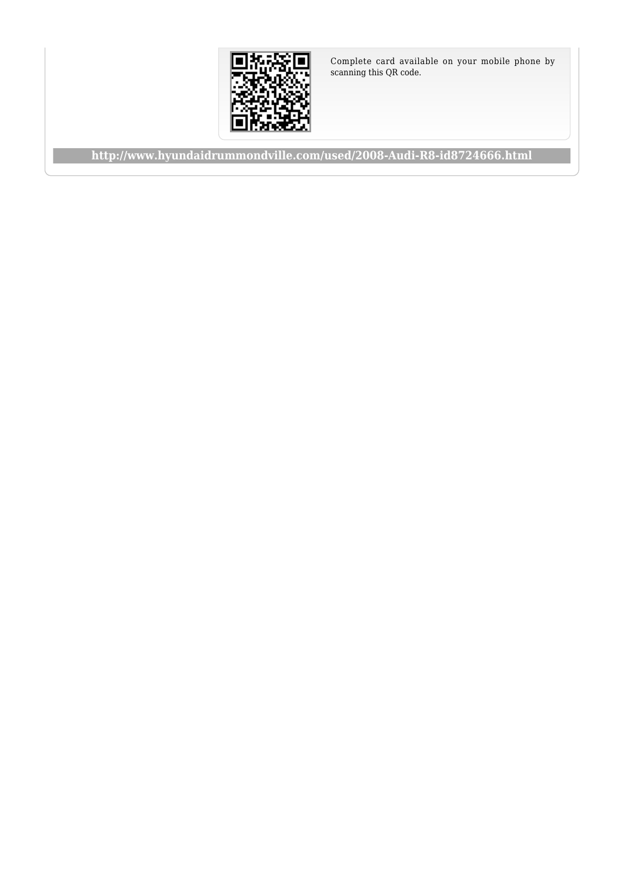Complete card available on your mobile phone by scanning this QR code.

**http://www.hyundaidrummondville.com/used/2008-Audi-R8-id8724666.html**